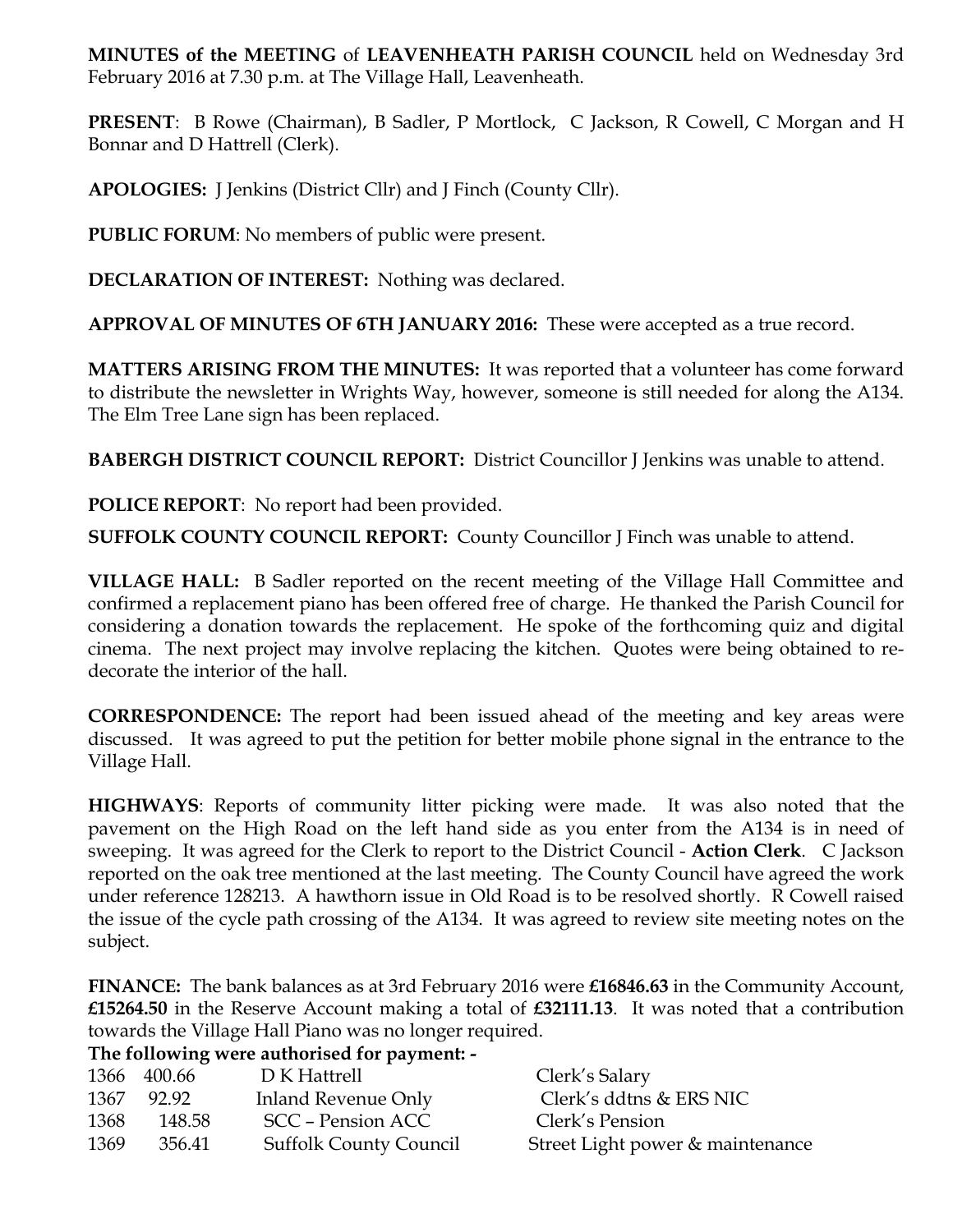**MINUTES of the MEETING** of **LEAVENHEATH PARISH COUNCIL** held on Wednesday 3rd February 2016 at 7.30 p.m. at The Village Hall, Leavenheath.

**PRESENT**: B Rowe (Chairman), B Sadler, P Mortlock, C Jackson, R Cowell, C Morgan and H Bonnar and D Hattrell (Clerk).

**APOLOGIES:** J Jenkins (District Cllr) and J Finch (County Cllr).

**PUBLIC FORUM**: No members of public were present.

**DECLARATION OF INTEREST:** Nothing was declared.

**APPROVAL OF MINUTES OF 6TH JANUARY 2016:** These were accepted as a true record.

**MATTERS ARISING FROM THE MINUTES:** It was reported that a volunteer has come forward to distribute the newsletter in Wrights Way, however, someone is still needed for along the A134. The Elm Tree Lane sign has been replaced.

**BABERGH DISTRICT COUNCIL REPORT:** District Councillor J Jenkins was unable to attend.

**POLICE REPORT**: No report had been provided.

**SUFFOLK COUNTY COUNCIL REPORT:** County Councillor J Finch was unable to attend.

**VILLAGE HALL:** B Sadler reported on the recent meeting of the Village Hall Committee and confirmed a replacement piano has been offered free of charge. He thanked the Parish Council for considering a donation towards the replacement. He spoke of the forthcoming quiz and digital cinema. The next project may involve replacing the kitchen. Quotes were being obtained to re-decorate the interior of the hall.

**CORRESPONDENCE:** The report had been issued ahead of the meeting and key areas were discussed. It was agreed to put the petition for better mobile phone signal in the entrance to the Village Hall.

**HIGHWAYS**: Reports of community litter picking were made. It was also noted that the pavement on the High Road on the left hand side as you enter from the A134 is in need of sweeping. It was agreed for the Clerk to report to the District Council - **Action Clerk**. C Jackson reported on the oak tree mentioned at the last meeting. The County Council have agreed the work under reference 128213. A hawthorn issue in Old Road is to be resolved shortly. R Cowell raised the issue of the cycle path crossing of the A134. It was agreed to review site meeting notes on the subject.

**FINANCE:** The bank balances as at 3rd February 2016 were **£16846.63** in the Community Account, **£15264.50** in the Reserve Account making a total of **£32111.13**. It was noted that a contribution towards the Village Hall Piano was no longer required.

**The following were authorised for payment: -**

| | | | |
|---|---|---|---|
| 1366 | 400.66 | D K Hattrell | Clerk's Salary |
| 1367 | 92.92 | Inland Revenue Only | Clerk's ddtns & ERS NIC |
| 1368 | 148.58 | SCC – Pension ACC | Clerk's Pension |
| 1369 | 356.41 | Suffolk County Council | Street Light power & maintenance |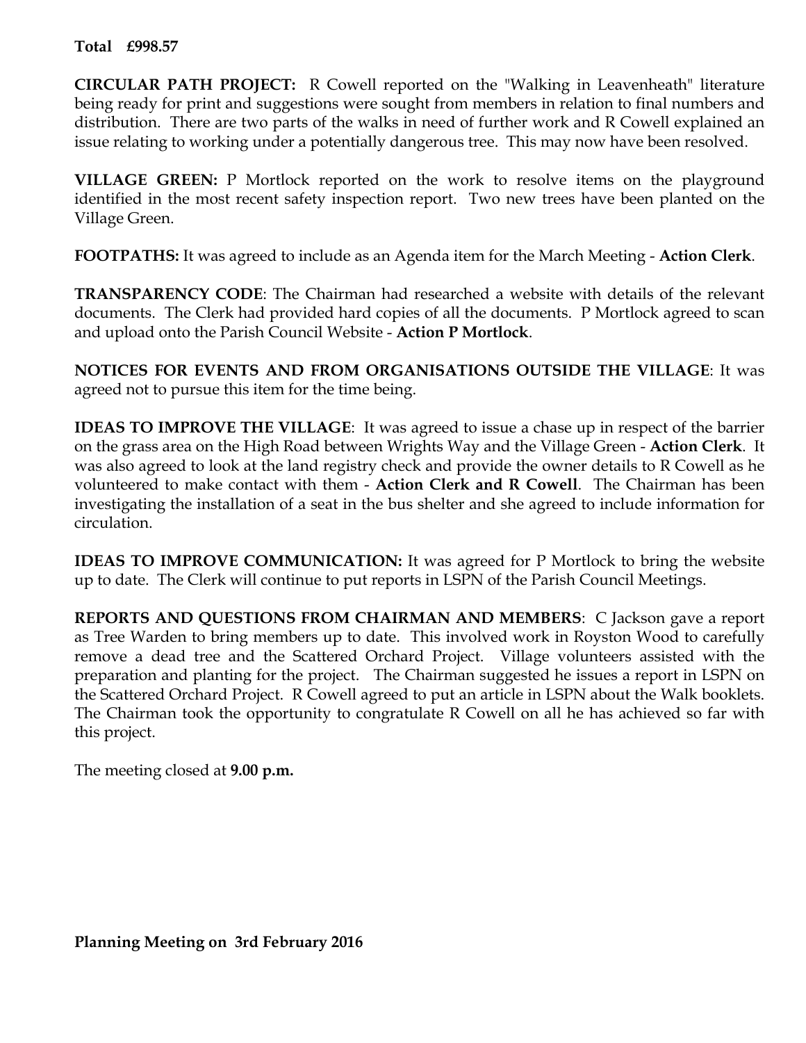**Total £998.57**

**CIRCULAR PATH PROJECT:** R Cowell reported on the "Walking in Leavenheath" literature being ready for print and suggestions were sought from members in relation to final numbers and distribution. There are two parts of the walks in need of further work and R Cowell explained an issue relating to working under a potentially dangerous tree. This may now have been resolved.

**VILLAGE GREEN:** P Mortlock reported on the work to resolve items on the playground identified in the most recent safety inspection report. Two new trees have been planted on the Village Green.

**FOOTPATHS:** It was agreed to include as an Agenda item for the March Meeting - **Action Clerk**.

**TRANSPARENCY CODE**: The Chairman had researched a website with details of the relevant documents. The Clerk had provided hard copies of all the documents. P Mortlock agreed to scan and upload onto the Parish Council Website - **Action P Mortlock**.

**NOTICES FOR EVENTS AND FROM ORGANISATIONS OUTSIDE THE VILLAGE**: It was agreed not to pursue this item for the time being.

**IDEAS TO IMPROVE THE VILLAGE**: It was agreed to issue a chase up in respect of the barrier on the grass area on the High Road between Wrights Way and the Village Green - **Action Clerk**. It was also agreed to look at the land registry check and provide the owner details to R Cowell as he volunteered to make contact with them - **Action Clerk and R Cowell**. The Chairman has been investigating the installation of a seat in the bus shelter and she agreed to include information for circulation.

**IDEAS TO IMPROVE COMMUNICATION:** It was agreed for P Mortlock to bring the website up to date. The Clerk will continue to put reports in LSPN of the Parish Council Meetings.

**REPORTS AND QUESTIONS FROM CHAIRMAN AND MEMBERS**: C Jackson gave a report as Tree Warden to bring members up to date. This involved work in Royston Wood to carefully remove a dead tree and the Scattered Orchard Project. Village volunteers assisted with the preparation and planting for the project. The Chairman suggested he issues a report in LSPN on the Scattered Orchard Project. R Cowell agreed to put an article in LSPN about the Walk booklets. The Chairman took the opportunity to congratulate R Cowell on all he has achieved so far with this project.

The meeting closed at **9.00 p.m.**

**Planning Meeting on 3rd February 2016**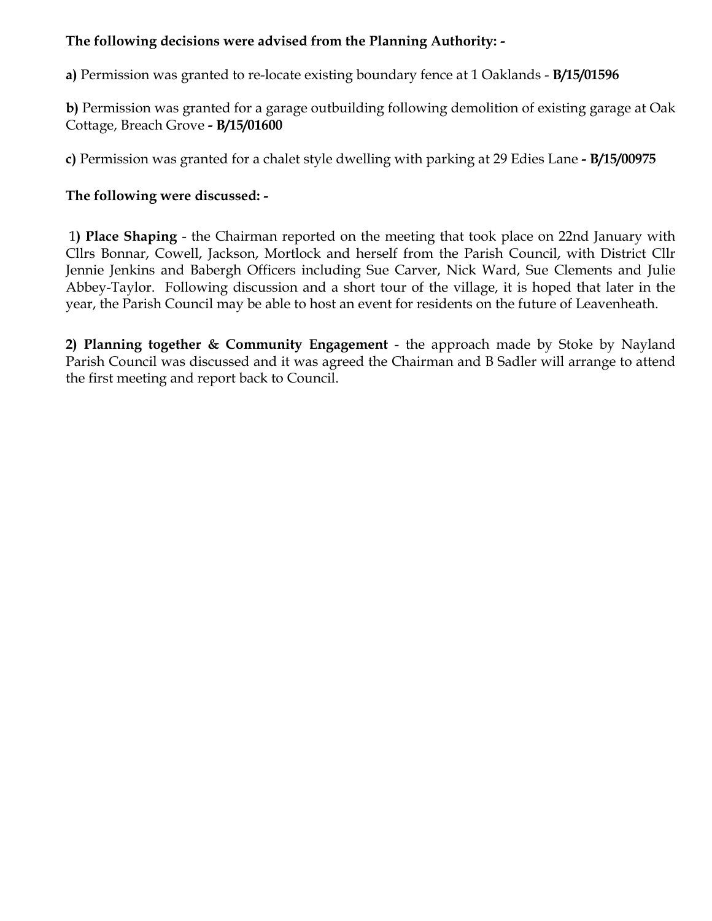**The following decisions were advised from the Planning Authority: -**

**a)** Permission was granted to re-locate existing boundary fence at 1 Oaklands - **B/15/01596**

**b)** Permission was granted for a garage outbuilding following demolition of existing garage at Oak Cottage, Breach Grove **- B/15/01600**

**c)** Permission was granted for a chalet style dwelling with parking at 29 Edies Lane **- B/15/00975**

**The following were discussed: -**

1**) Place Shaping** - the Chairman reported on the meeting that took place on 22nd January with Cllrs Bonnar, Cowell, Jackson, Mortlock and herself from the Parish Council, with District Cllr Jennie Jenkins and Babergh Officers including Sue Carver, Nick Ward, Sue Clements and Julie Abbey-Taylor. Following discussion and a short tour of the village, it is hoped that later in the year, the Parish Council may be able to host an event for residents on the future of Leavenheath.

**2) Planning together & Community Engagement** - the approach made by Stoke by Nayland Parish Council was discussed and it was agreed the Chairman and B Sadler will arrange to attend the first meeting and report back to Council.